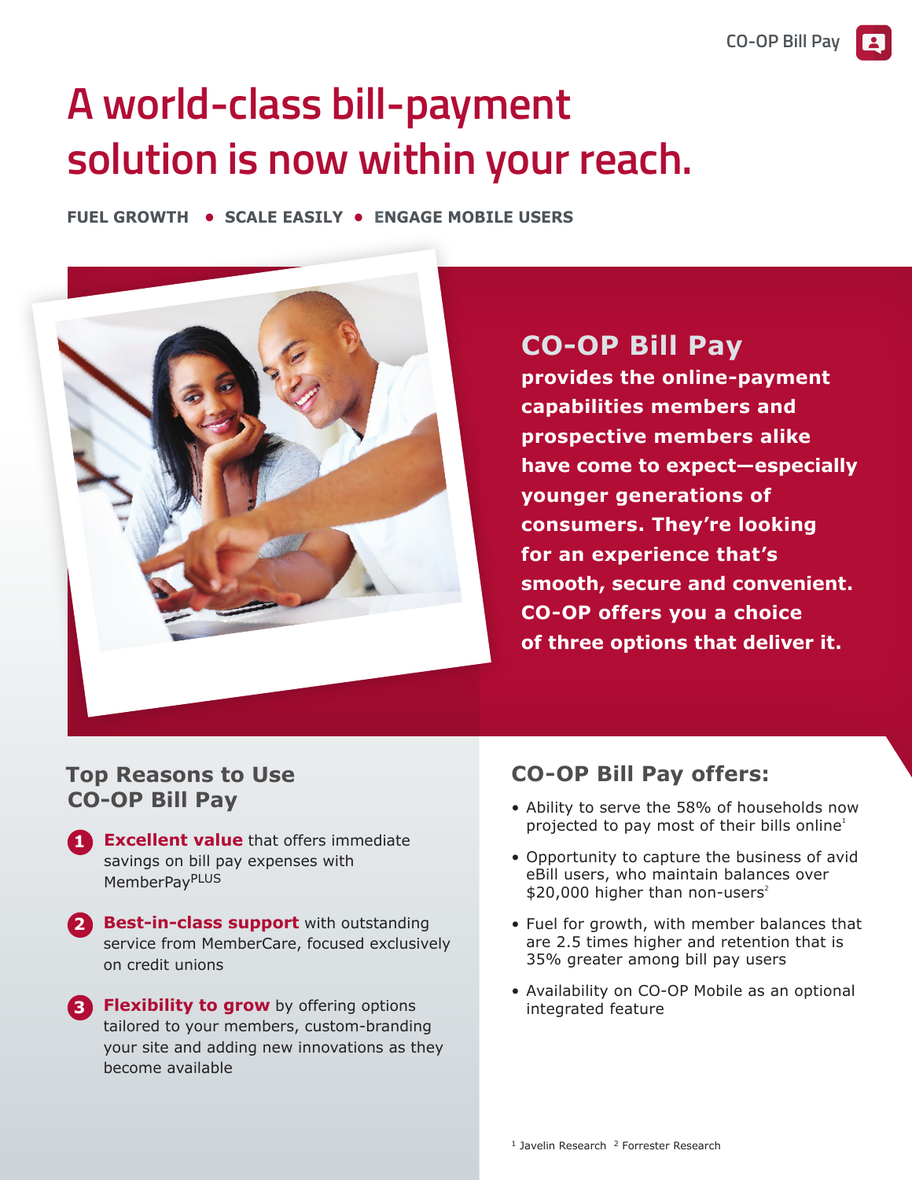# A world-class bill-payment solution is now within your reach.

**FUEL GROWTH • SCALE EASILY • ENGAGE MOBILE USERS**

## CO-OP Bill Pay

**provides the online-payment capabilities members and prospective members alike have come to expect—especially younger generations of consumers. They're looking for an experience that's smooth, secure and convenient. CO-OP offers you a choice of three options that deliver it.**

### Top Reasons to Use CO-OP Bill Pay

1. **Excellent value** that offers immediate savings on bill pay expenses with MemberPay$^{PLUS}$
2. **Best-in-class support** with outstanding service from MemberCare, focused exclusively on credit unions
3. **Flexibility to grow** by offering options tailored to your members, custom-branding your site and adding new innovations as they become available

### CO-OP Bill Pay offers:

- Ability to serve the 58% of households now projected to pay most of their bills online[1]
- Opportunity to capture the business of avid eBill users, who maintain balances over $20,000 higher than non-users[2]
- Fuel for growth, with member balances that are 2.5 times higher and retention that is 35% greater among bill pay users
- Availability on CO-OP Mobile as an optional integrated feature

[1] Javelin Research [2] Forrester Research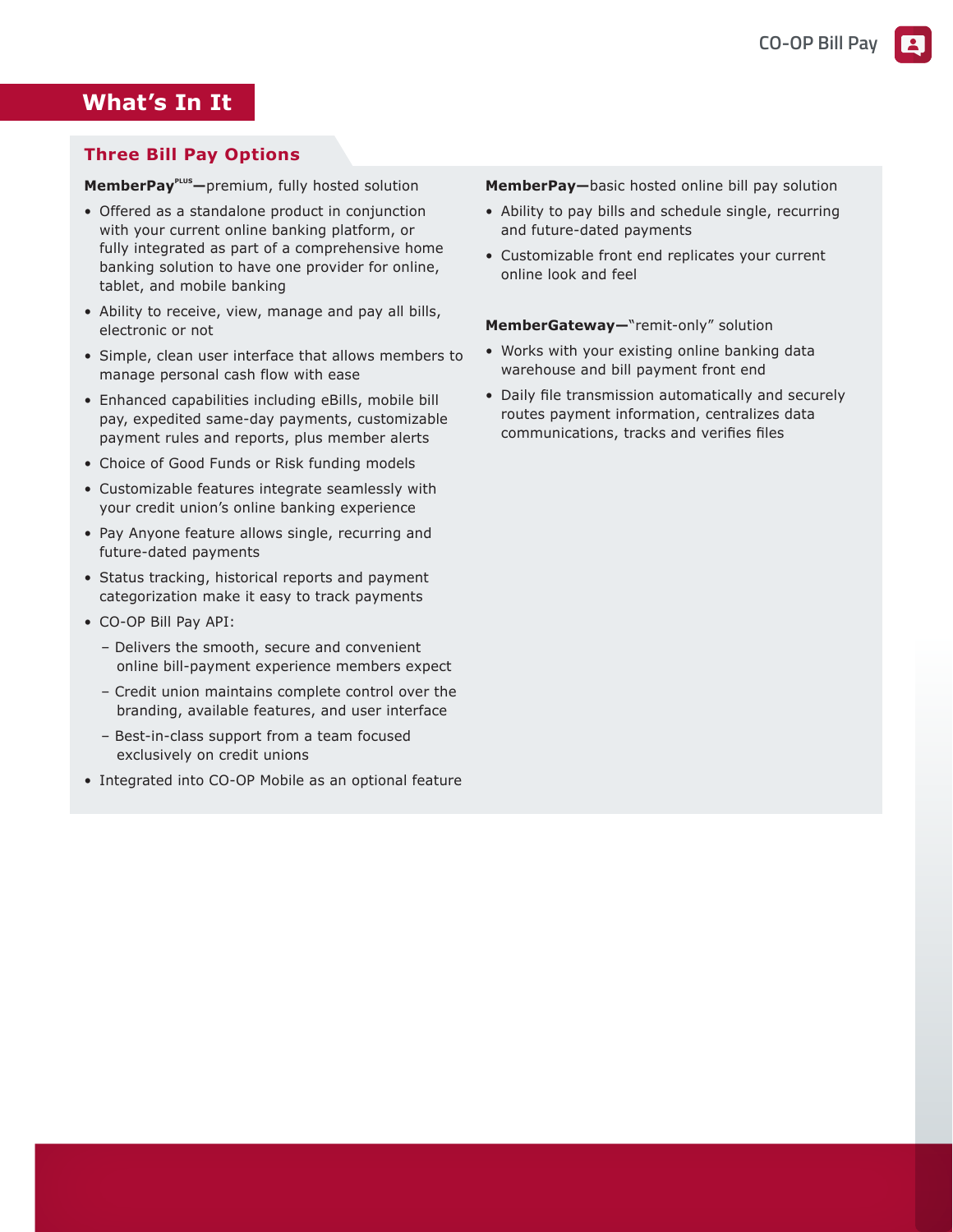## What's In It

### Three Bill Pay Options

**MemberPay[PLUS]—**premium, fully hosted solution

- Offered as a standalone product in conjunction with your current online banking platform, or fully integrated as part of a comprehensive home banking solution to have one provider for online, tablet, and mobile banking
- Ability to receive, view, manage and pay all bills, electronic or not
- Simple, clean user interface that allows members to manage personal cash flow with ease
- Enhanced capabilities including eBills, mobile bill pay, expedited same-day payments, customizable payment rules and reports, plus member alerts
- Choice of Good Funds or Risk funding models
- Customizable features integrate seamlessly with your credit union's online banking experience
- Pay Anyone feature allows single, recurring and future-dated payments
- Status tracking, historical reports and payment categorization make it easy to track payments
- CO-OP Bill Pay API:
  - Delivers the smooth, secure and convenient online bill-payment experience members expect
  - Credit union maintains complete control over the branding, available features, and user interface
  - Best-in-class support from a team focused exclusively on credit unions
- Integrated into CO-OP Mobile as an optional feature

**MemberPay—**basic hosted online bill pay solution

- Ability to pay bills and schedule single, recurring and future-dated payments
- Customizable front end replicates your current online look and feel

**MemberGateway—**"remit-only" solution

- Works with your existing online banking data warehouse and bill payment front end
- Daily file transmission automatically and securely routes payment information, centralizes data communications, tracks and verifies files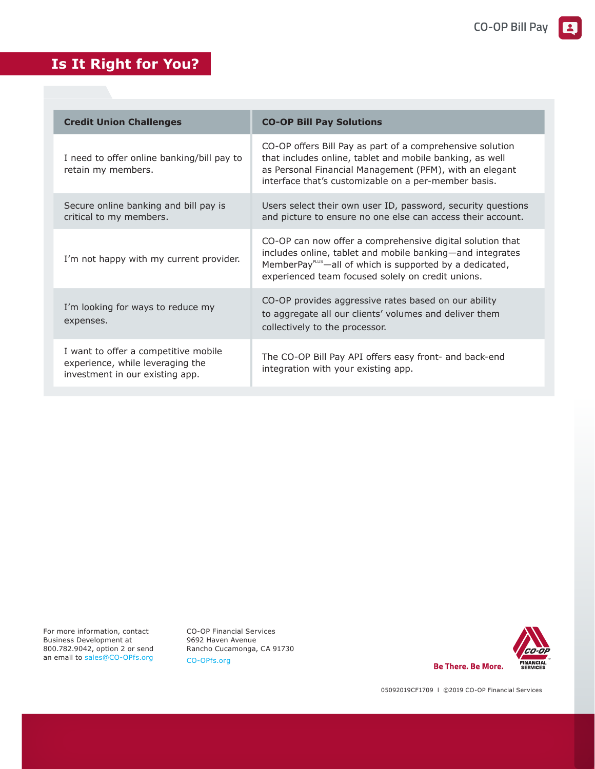## Is It Right for You?

| Credit Union Challenges | CO-OP Bill Pay Solutions |
|---|---|
| I need to offer online banking/bill pay to retain my members. | CO-OP offers Bill Pay as part of a comprehensive solution that includes online, tablet and mobile banking, as well as Personal Financial Management (PFM), with an elegant interface that's customizable on a per-member basis. |
| Secure online banking and bill pay is critical to my members. | Users select their own user ID, password, security questions and picture to ensure no one else can access their account. |
| I'm not happy with my current provider. | CO-OP can now offer a comprehensive digital solution that includes online, tablet and mobile banking—and integrates MemberPay[PLUS]—all of which is supported by a dedicated, experienced team focused solely on credit unions. |
| I'm looking for ways to reduce my expenses. | CO-OP provides aggressive rates based on our ability to aggregate all our clients' volumes and deliver them collectively to the processor. |
| I want to offer a competitive mobile experience, while leveraging the investment in our existing app. | The CO-OP Bill Pay API offers easy front- and back-end integration with your existing app. |

For more information, contact Business Development at 800.782.9042, option 2 or send an email to sales@CO-OPfs.org

CO-OP Financial Services
9692 Haven Avenue
Rancho Cucamonga, CA 91730
CO-OPfs.org

Be There. Be More.

CO-OP FINANCIAL SERVICES

05092019CF1709 | ©2019 CO-OP Financial Services